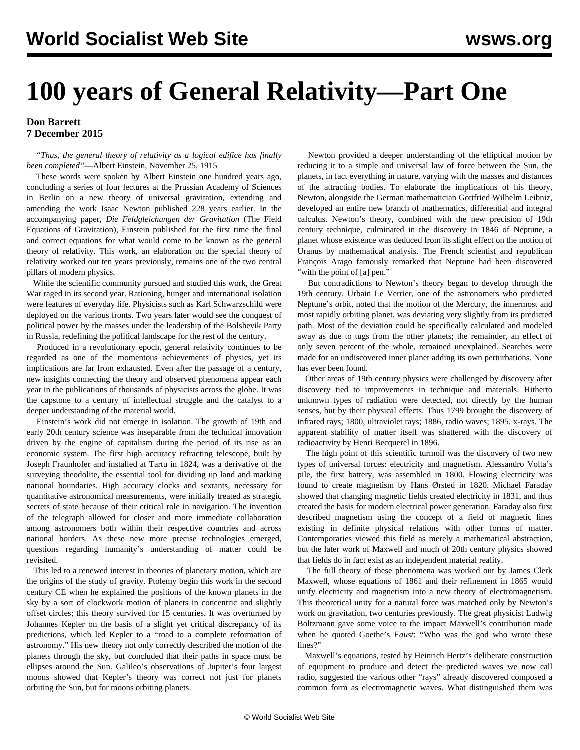# 100 years of General Relativity—Part One

**Don Barrett**
**7 December 2015**

*"Thus, the general theory of relativity as a logical edifice has finally been completed"*—Albert Einstein, November 25, 1915

These words were spoken by Albert Einstein one hundred years ago, concluding a series of four lectures at the Prussian Academy of Sciences in Berlin on a new theory of universal gravitation, extending and amending the work Isaac Newton published 228 years earlier. In the accompanying paper, *Die Feldgleichungen der Gravitation* (The Field Equations of Gravitation), Einstein published for the first time the final and correct equations for what would come to be known as the general theory of relativity. This work, an elaboration on the special theory of relativity worked out ten years previously, remains one of the two central pillars of modern physics.

While the scientific community pursued and studied this work, the Great War raged in its second year. Rationing, hunger and international isolation were features of everyday life. Physicists such as Karl Schwarzschild were deployed on the various fronts. Two years later would see the conquest of political power by the masses under the leadership of the Bolshevik Party in Russia, redefining the political landscape for the rest of the century.

Produced in a revolutionary epoch, general relativity continues to be regarded as one of the momentous achievements of physics, yet its implications are far from exhausted. Even after the passage of a century, new insights connecting the theory and observed phenomena appear each year in the publications of thousands of physicists across the globe. It was the capstone to a century of intellectual struggle and the catalyst to a deeper understanding of the material world.

Einstein's work did not emerge in isolation. The growth of 19th and early 20th century science was inseparable from the technical innovation driven by the engine of capitalism during the period of its rise as an economic system. The first high accuracy refracting telescope, built by Joseph Fraunhofer and installed at Tartu in 1824, was a derivative of the surveying theodolite, the essential tool for dividing up land and marking national boundaries. High accuracy clocks and sextants, necessary for quantitative astronomical measurements, were initially treated as strategic secrets of state because of their critical role in navigation. The invention of the telegraph allowed for closer and more immediate collaboration among astronomers both within their respective countries and across national borders. As these new more precise technologies emerged, questions regarding humanity's understanding of matter could be revisited.

This led to a renewed interest in theories of planetary motion, which are the origins of the study of gravity. Ptolemy begin this work in the second century CE when he explained the positions of the known planets in the sky by a sort of clockwork motion of planets in concentric and slightly offset circles; this theory survived for 15 centuries. It was overturned by Johannes Kepler on the basis of a slight yet critical discrepancy of its predictions, which led Kepler to a "road to a complete reformation of astronomy." His new theory not only correctly described the motion of the planets through the sky, but concluded that their paths in space must be ellipses around the Sun. Galileo's observations of Jupiter's four largest moons showed that Kepler's theory was correct not just for planets orbiting the Sun, but for moons orbiting planets.

Newton provided a deeper understanding of the elliptical motion by reducing it to a simple and universal law of force between the Sun, the planets, in fact everything in nature, varying with the masses and distances of the attracting bodies. To elaborate the implications of his theory, Newton, alongside the German mathematician Gottfried Wilhelm Leibniz, developed an entire new branch of mathematics, differential and integral calculus. Newton's theory, combined with the new precision of 19th century technique, culminated in the discovery in 1846 of Neptune, a planet whose existence was deduced from its slight effect on the motion of Uranus by mathematical analysis. The French scientist and republican François Arago famously remarked that Neptune had been discovered "with the point of [a] pen."

But contradictions to Newton's theory began to develop through the 19th century. Urbain Le Verrier, one of the astronomers who predicted Neptune's orbit, noted that the motion of the Mercury, the innermost and most rapidly orbiting planet, was deviating very slightly from its predicted path. Most of the deviation could be specifically calculated and modeled away as due to tugs from the other planets; the remainder, an effect of only seven percent of the whole, remained unexplained. Searches were made for an undiscovered inner planet adding its own perturbations. None has ever been found.

Other areas of 19th century physics were challenged by discovery after discovery tied to improvements in technique and materials. Hitherto unknown types of radiation were detected, not directly by the human senses, but by their physical effects. Thus 1799 brought the discovery of infrared rays; 1800, ultraviolet rays; 1886, radio waves; 1895, x-rays. The apparent stability of matter itself was shattered with the discovery of radioactivity by Henri Becquerel in 1896.

The high point of this scientific turmoil was the discovery of two new types of universal forces: electricity and magnetism. Alessandro Volta's pile, the first battery, was assembled in 1800. Flowing electricity was found to create magnetism by Hans Ørsted in 1820. Michael Faraday showed that changing magnetic fields created electricity in 1831, and thus created the basis for modern electrical power generation. Faraday also first described magnetism using the concept of a field of magnetic lines existing in definite physical relations with other forms of matter. Contemporaries viewed this field as merely a mathematical abstraction, but the later work of Maxwell and much of 20th century physics showed that fields do in fact exist as an independent material reality.

The full theory of these phenomena was worked out by James Clerk Maxwell, whose equations of 1861 and their refinement in 1865 would unify electricity and magnetism into a new theory of electromagnetism. This theoretical unity for a natural force was matched only by Newton's work on gravitation, two centuries previously. The great physicist Ludwig Boltzmann gave some voice to the impact Maxwell's contribution made when he quoted Goethe's *Faust*: "Who was the god who wrote these lines?"

Maxwell's equations, tested by Heinrich Hertz's deliberate construction of equipment to produce and detect the predicted waves we now call radio, suggested the various other "rays" already discovered composed a common form as electromagnetic waves. What distinguished them was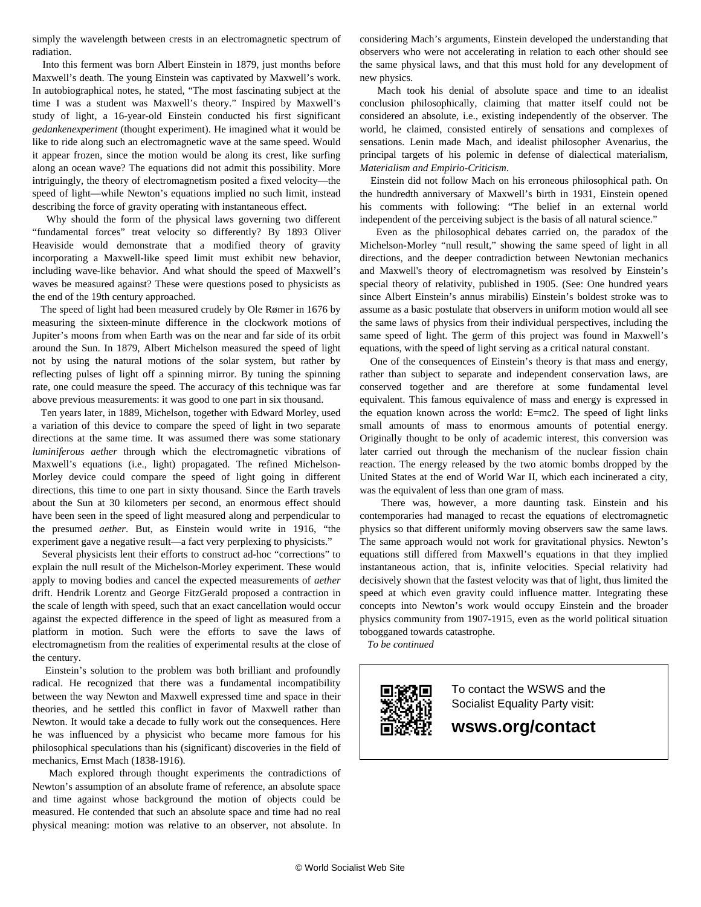simply the wavelength between crests in an electromagnetic spectrum of radiation.

Into this ferment was born Albert Einstein in 1879, just months before Maxwell's death. The young Einstein was captivated by Maxwell's work. In autobiographical notes, he stated, "The most fascinating subject at the time I was a student was Maxwell's theory." Inspired by Maxwell's study of light, a 16-year-old Einstein conducted his first significant *gedankenexperiment* (thought experiment). He imagined what it would be like to ride along such an electromagnetic wave at the same speed. Would it appear frozen, since the motion would be along its crest, like surfing along an ocean wave? The equations did not admit this possibility. More intriguingly, the theory of electromagnetism posited a fixed velocity—the speed of light—while Newton's equations implied no such limit, instead describing the force of gravity operating with instantaneous effect.

Why should the form of the physical laws governing two different "fundamental forces" treat velocity so differently? By 1893 Oliver Heaviside would demonstrate that a modified theory of gravity incorporating a Maxwell-like speed limit must exhibit new behavior, including wave-like behavior. And what should the speed of Maxwell's waves be measured against? These were questions posed to physicists as the end of the 19th century approached.

The speed of light had been measured crudely by Ole Rømer in 1676 by measuring the sixteen-minute difference in the clockwork motions of Jupiter's moons from when Earth was on the near and far side of its orbit around the Sun. In 1879, Albert Michelson measured the speed of light not by using the natural motions of the solar system, but rather by reflecting pulses of light off a spinning mirror. By tuning the spinning rate, one could measure the speed. The accuracy of this technique was far above previous measurements: it was good to one part in six thousand.

Ten years later, in 1889, Michelson, together with Edward Morley, used a variation of this device to compare the speed of light in two separate directions at the same time. It was assumed there was some stationary *luminiferous aether* through which the electromagnetic vibrations of Maxwell's equations (i.e., light) propagated. The refined Michelson-Morley device could compare the speed of light going in different directions, this time to one part in sixty thousand. Since the Earth travels about the Sun at 30 kilometers per second, an enormous effect should have been seen in the speed of light measured along and perpendicular to the presumed *aether*. But, as Einstein would write in 1916, "the experiment gave a negative result—a fact very perplexing to physicists."

Several physicists lent their efforts to construct ad-hoc "corrections" to explain the null result of the Michelson-Morley experiment. These would apply to moving bodies and cancel the expected measurements of *aether* drift. Hendrik Lorentz and George FitzGerald proposed a contraction in the scale of length with speed, such that an exact cancellation would occur against the expected difference in the speed of light as measured from a platform in motion. Such were the efforts to save the laws of electromagnetism from the realities of experimental results at the close of the century.

Einstein's solution to the problem was both brilliant and profoundly radical. He recognized that there was a fundamental incompatibility between the way Newton and Maxwell expressed time and space in their theories, and he settled this conflict in favor of Maxwell rather than Newton. It would take a decade to fully work out the consequences. Here he was influenced by a physicist who became more famous for his philosophical speculations than his (significant) discoveries in the field of mechanics, Ernst Mach (1838-1916).

Mach explored through thought experiments the contradictions of Newton's assumption of an absolute frame of reference, an absolute space and time against whose background the motion of objects could be measured. He contended that such an absolute space and time had no real physical meaning: motion was relative to an observer, not absolute. In considering Mach's arguments, Einstein developed the understanding that observers who were not accelerating in relation to each other should see the same physical laws, and that this must hold for any development of new physics.

Mach took his denial of absolute space and time to an idealist conclusion philosophically, claiming that matter itself could not be considered an absolute, i.e., existing independently of the observer. The world, he claimed, consisted entirely of sensations and complexes of sensations. Lenin made Mach, and idealist philosopher Avenarius, the principal targets of his polemic in defense of dialectical materialism, *Materialism and Empirio-Criticism*.

Einstein did not follow Mach on his erroneous philosophical path. On the hundredth anniversary of Maxwell's birth in 1931, Einstein opened his comments with following: "The belief in an external world independent of the perceiving subject is the basis of all natural science."

Even as the philosophical debates carried on, the paradox of the Michelson-Morley "null result," showing the same speed of light in all directions, and the deeper contradiction between Newtonian mechanics and Maxwell's theory of electromagnetism was resolved by Einstein's special theory of relativity, published in 1905. (See: One hundred years since Albert Einstein's annus mirabilis) Einstein's boldest stroke was to assume as a basic postulate that observers in uniform motion would all see the same laws of physics from their individual perspectives, including the same speed of light. The germ of this project was found in Maxwell's equations, with the speed of light serving as a critical natural constant.

One of the consequences of Einstein's theory is that mass and energy, rather than subject to separate and independent conservation laws, are conserved together and are therefore at some fundamental level equivalent. This famous equivalence of mass and energy is expressed in the equation known across the world: E=mc2. The speed of light links small amounts of mass to enormous amounts of potential energy. Originally thought to be only of academic interest, this conversion was later carried out through the mechanism of the nuclear fission chain reaction. The energy released by the two atomic bombs dropped by the United States at the end of World War II, which each incinerated a city, was the equivalent of less than one gram of mass.

There was, however, a more daunting task. Einstein and his contemporaries had managed to recast the equations of electromagnetic physics so that different uniformly moving observers saw the same laws. The same approach would not work for gravitational physics. Newton's equations still differed from Maxwell's equations in that they implied instantaneous action, that is, infinite velocities. Special relativity had decisively shown that the fastest velocity was that of light, thus limited the speed at which even gravity could influence matter. Integrating these concepts into Newton's work would occupy Einstein and the broader physics community from 1907-1915, even as the world political situation tobogganed towards catastrophe.

*To be continued*

To contact the WSWS and the Socialist Equality Party visit:

**wsws.org/contact**